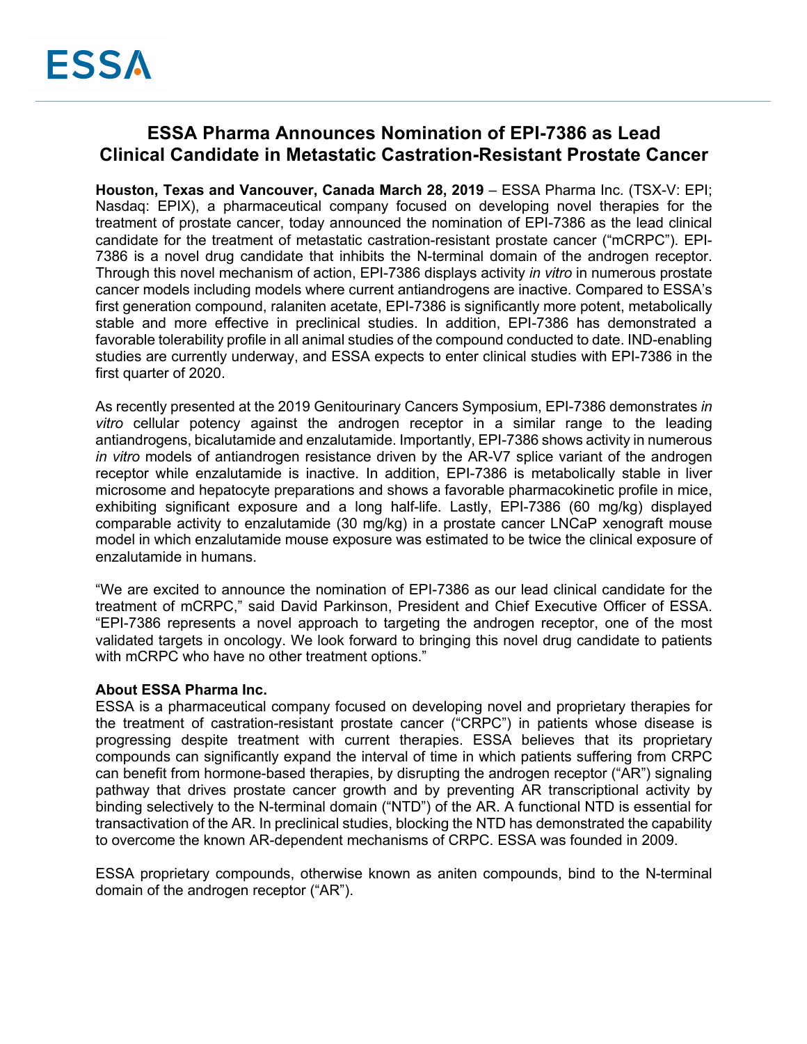ESSA

# ESSA Pharma Announces Nomination of EPI-7386 as Lead Clinical Candidate in Metastatic Castration-Resistant Prostate Cancer

**Houston, Texas and Vancouver, Canada March 28, 2019** – ESSA Pharma Inc. (TSX-V: EPI; Nasdaq: EPIX), a pharmaceutical company focused on developing novel therapies for the treatment of prostate cancer, today announced the nomination of EPI-7386 as the lead clinical candidate for the treatment of metastatic castration-resistant prostate cancer ("mCRPC"). EPI-7386 is a novel drug candidate that inhibits the N-terminal domain of the androgen receptor. Through this novel mechanism of action, EPI-7386 displays activity *in vitro* in numerous prostate cancer models including models where current antiandrogens are inactive. Compared to ESSA's first generation compound, ralaniten acetate, EPI-7386 is significantly more potent, metabolically stable and more effective in preclinical studies. In addition, EPI-7386 has demonstrated a favorable tolerability profile in all animal studies of the compound conducted to date. IND-enabling studies are currently underway, and ESSA expects to enter clinical studies with EPI-7386 in the first quarter of 2020.

As recently presented at the 2019 Genitourinary Cancers Symposium, EPI-7386 demonstrates *in vitro* cellular potency against the androgen receptor in a similar range to the leading antiandrogens, bicalutamide and enzalutamide. Importantly, EPI-7386 shows activity in numerous *in vitro* models of antiandrogen resistance driven by the AR-V7 splice variant of the androgen receptor while enzalutamide is inactive. In addition, EPI-7386 is metabolically stable in liver microsome and hepatocyte preparations and shows a favorable pharmacokinetic profile in mice, exhibiting significant exposure and a long half-life. Lastly, EPI-7386 (60 mg/kg) displayed comparable activity to enzalutamide (30 mg/kg) in a prostate cancer LNCaP xenograft mouse model in which enzalutamide mouse exposure was estimated to be twice the clinical exposure of enzalutamide in humans.

"We are excited to announce the nomination of EPI-7386 as our lead clinical candidate for the treatment of mCRPC," said David Parkinson, President and Chief Executive Officer of ESSA. "EPI-7386 represents a novel approach to targeting the androgen receptor, one of the most validated targets in oncology. We look forward to bringing this novel drug candidate to patients with mCRPC who have no other treatment options."

**About ESSA Pharma Inc.**

ESSA is a pharmaceutical company focused on developing novel and proprietary therapies for the treatment of castration-resistant prostate cancer ("CRPC") in patients whose disease is progressing despite treatment with current therapies. ESSA believes that its proprietary compounds can significantly expand the interval of time in which patients suffering from CRPC can benefit from hormone-based therapies, by disrupting the androgen receptor ("AR") signaling pathway that drives prostate cancer growth and by preventing AR transcriptional activity by binding selectively to the N-terminal domain ("NTD") of the AR. A functional NTD is essential for transactivation of the AR. In preclinical studies, blocking the NTD has demonstrated the capability to overcome the known AR-dependent mechanisms of CRPC. ESSA was founded in 2009.

ESSA proprietary compounds, otherwise known as aniten compounds, bind to the N-terminal domain of the androgen receptor ("AR").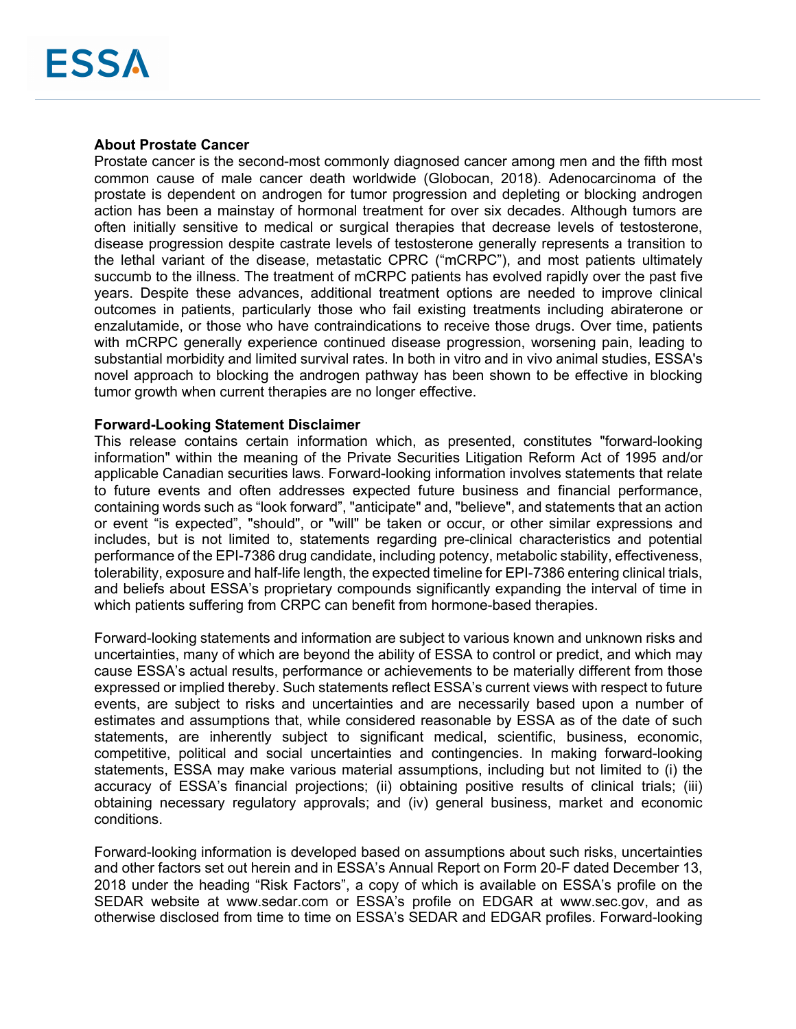**About Prostate Cancer**

Prostate cancer is the second-most commonly diagnosed cancer among men and the fifth most common cause of male cancer death worldwide (Globocan, 2018). Adenocarcinoma of the prostate is dependent on androgen for tumor progression and depleting or blocking androgen action has been a mainstay of hormonal treatment for over six decades. Although tumors are often initially sensitive to medical or surgical therapies that decrease levels of testosterone, disease progression despite castrate levels of testosterone generally represents a transition to the lethal variant of the disease, metastatic CPRC ("mCRPC"), and most patients ultimately succumb to the illness. The treatment of mCRPC patients has evolved rapidly over the past five years. Despite these advances, additional treatment options are needed to improve clinical outcomes in patients, particularly those who fail existing treatments including abiraterone or enzalutamide, or those who have contraindications to receive those drugs. Over time, patients with mCRPC generally experience continued disease progression, worsening pain, leading to substantial morbidity and limited survival rates. In both in vitro and in vivo animal studies, ESSA's novel approach to blocking the androgen pathway has been shown to be effective in blocking tumor growth when current therapies are no longer effective.

**Forward-Looking Statement Disclaimer**

This release contains certain information which, as presented, constitutes "forward-looking information" within the meaning of the Private Securities Litigation Reform Act of 1995 and/or applicable Canadian securities laws. Forward-looking information involves statements that relate to future events and often addresses expected future business and financial performance, containing words such as "look forward", "anticipate" and, "believe", and statements that an action or event "is expected", "should", or "will" be taken or occur, or other similar expressions and includes, but is not limited to, statements regarding pre-clinical characteristics and potential performance of the EPI-7386 drug candidate, including potency, metabolic stability, effectiveness, tolerability, exposure and half-life length, the expected timeline for EPI-7386 entering clinical trials, and beliefs about ESSA's proprietary compounds significantly expanding the interval of time in which patients suffering from CRPC can benefit from hormone-based therapies.

Forward-looking statements and information are subject to various known and unknown risks and uncertainties, many of which are beyond the ability of ESSA to control or predict, and which may cause ESSA's actual results, performance or achievements to be materially different from those expressed or implied thereby. Such statements reflect ESSA's current views with respect to future events, are subject to risks and uncertainties and are necessarily based upon a number of estimates and assumptions that, while considered reasonable by ESSA as of the date of such statements, are inherently subject to significant medical, scientific, business, economic, competitive, political and social uncertainties and contingencies. In making forward-looking statements, ESSA may make various material assumptions, including but not limited to (i) the accuracy of ESSA's financial projections; (ii) obtaining positive results of clinical trials; (iii) obtaining necessary regulatory approvals; and (iv) general business, market and economic conditions.

Forward-looking information is developed based on assumptions about such risks, uncertainties and other factors set out herein and in ESSA's Annual Report on Form 20-F dated December 13, 2018 under the heading "Risk Factors", a copy of which is available on ESSA's profile on the SEDAR website at www.sedar.com or ESSA's profile on EDGAR at www.sec.gov, and as otherwise disclosed from time to time on ESSA's SEDAR and EDGAR profiles. Forward-looking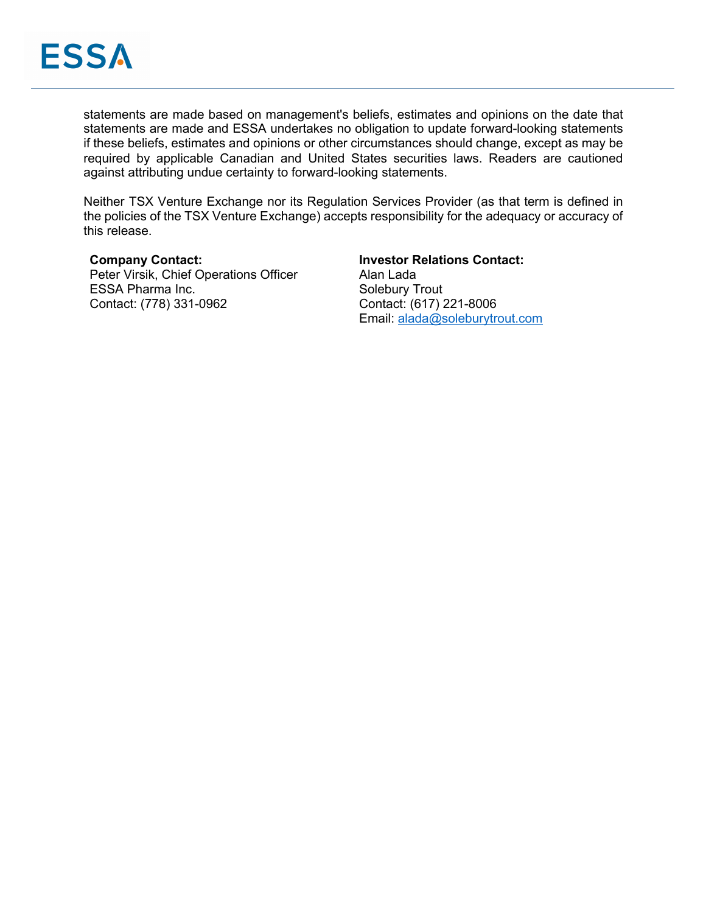statements are made based on management's beliefs, estimates and opinions on the date that statements are made and ESSA undertakes no obligation to update forward-looking statements if these beliefs, estimates and opinions or other circumstances should change, except as may be required by applicable Canadian and United States securities laws. Readers are cautioned against attributing undue certainty to forward-looking statements.

Neither TSX Venture Exchange nor its Regulation Services Provider (as that term is defined in the policies of the TSX Venture Exchange) accepts responsibility for the adequacy or accuracy of this release.

**Company Contact:**
Peter Virsik, Chief Operations Officer
ESSA Pharma Inc.
Contact: (778) 331-0962

**Investor Relations Contact:**
Alan Lada
Solebury Trout
Contact: (617) 221-8006
Email: alada@soleburytrout.com